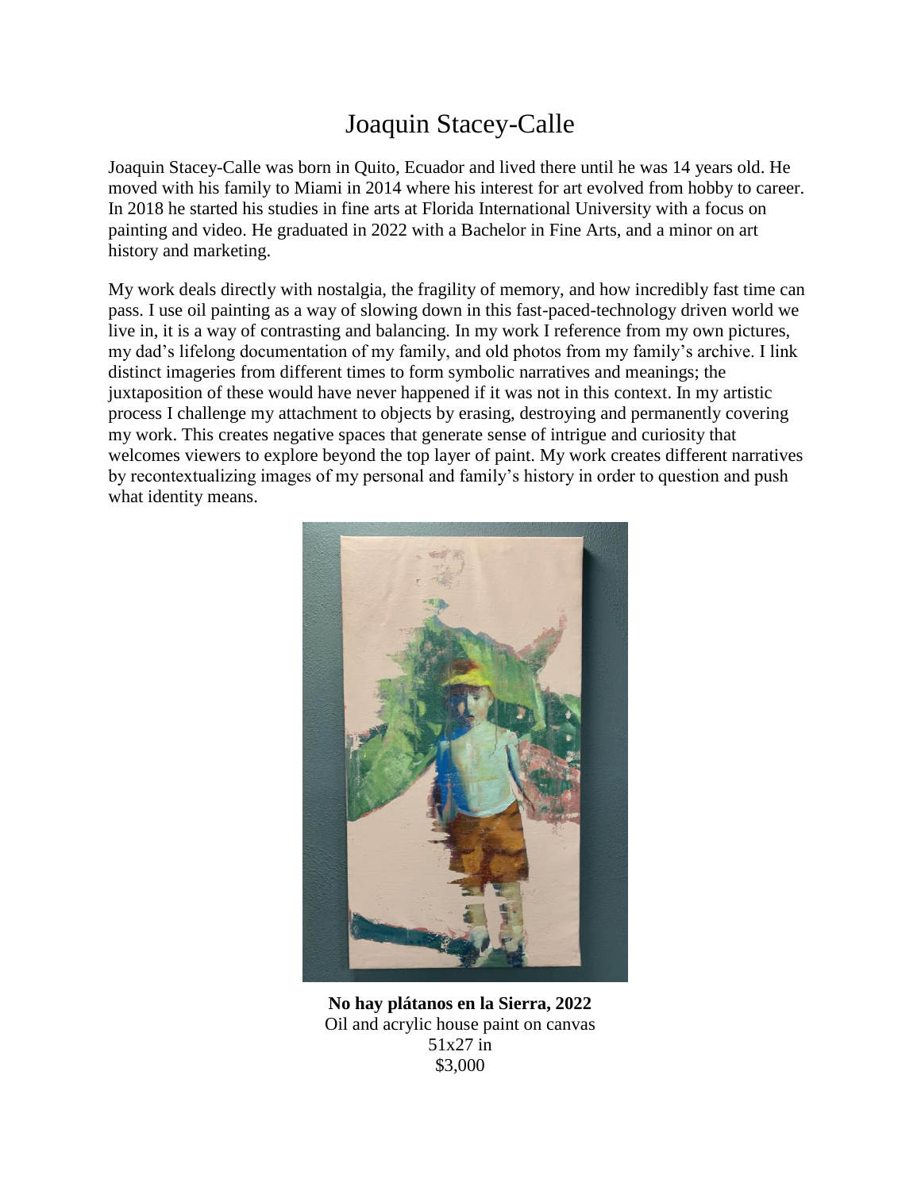# Joaquin Stacey-Calle

Joaquin Stacey-Calle was born in Quito, Ecuador and lived there until he was 14 years old. He moved with his family to Miami in 2014 where his interest for art evolved from hobby to career. In 2018 he started his studies in fine arts at Florida International University with a focus on painting and video. He graduated in 2022 with a Bachelor in Fine Arts, and a minor on art history and marketing.

My work deals directly with nostalgia, the fragility of memory, and how incredibly fast time can pass. I use oil painting as a way of slowing down in this fast-paced-technology driven world we live in, it is a way of contrasting and balancing. In my work I reference from my own pictures, my dad's lifelong documentation of my family, and old photos from my family's archive. I link distinct imageries from different times to form symbolic narratives and meanings; the juxtaposition of these would have never happened if it was not in this context. In my artistic process I challenge my attachment to objects by erasing, destroying and permanently covering my work. This creates negative spaces that generate sense of intrigue and curiosity that welcomes viewers to explore beyond the top layer of paint. My work creates different narratives by recontextualizing images of my personal and family's history in order to question and push what identity means.

**No hay plátanos en la Sierra, 2022**
Oil and acrylic house paint on canvas
51x27 in
$3,000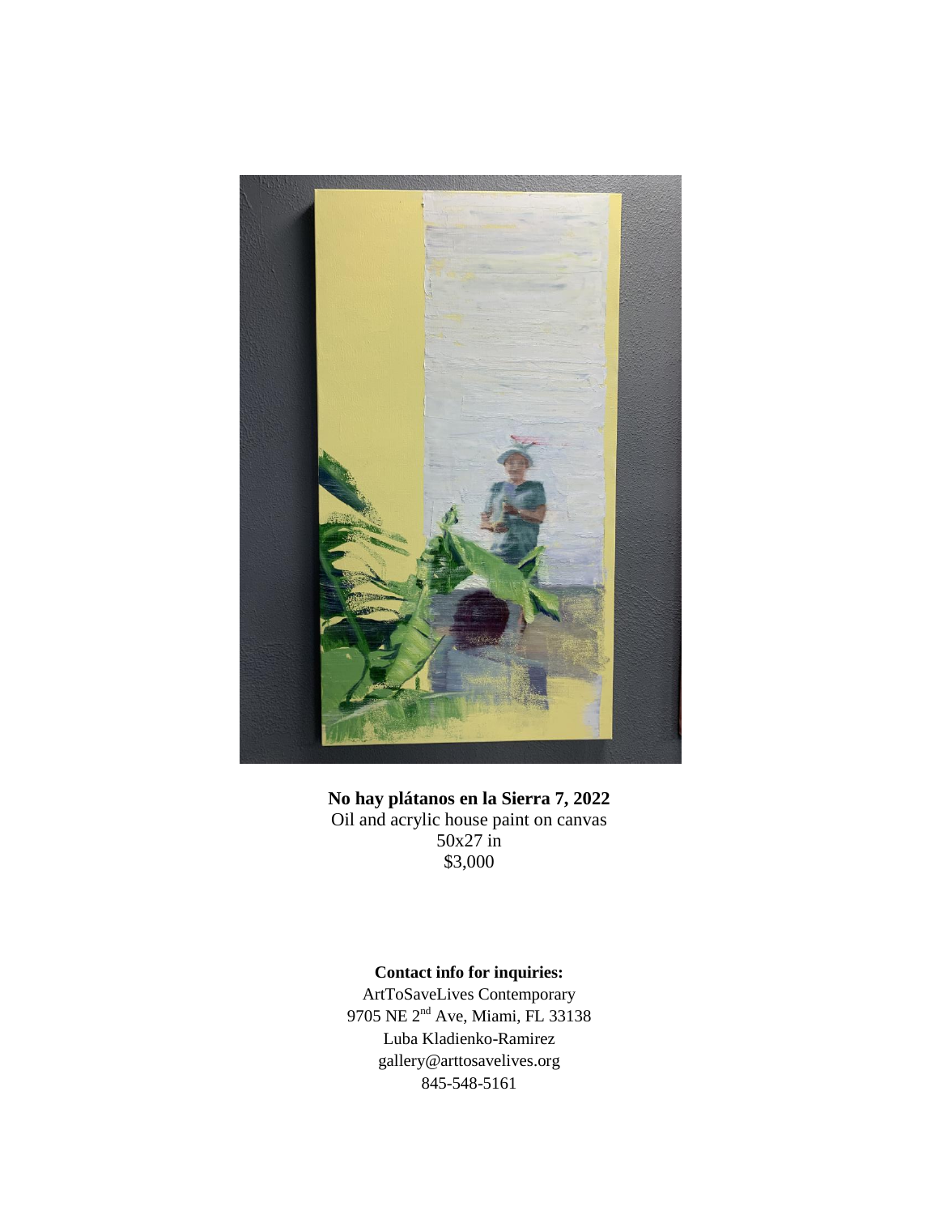**No hay plátanos en la Sierra 7, 2022**
Oil and acrylic house paint on canvas
50x27 in
$3,000

**Contact info for inquiries:**
ArtToSaveLives Contemporary
9705 NE 2nd Ave, Miami, FL 33138
Luba Kladienko-Ramirez
gallery@arttosavelives.org
845-548-5161